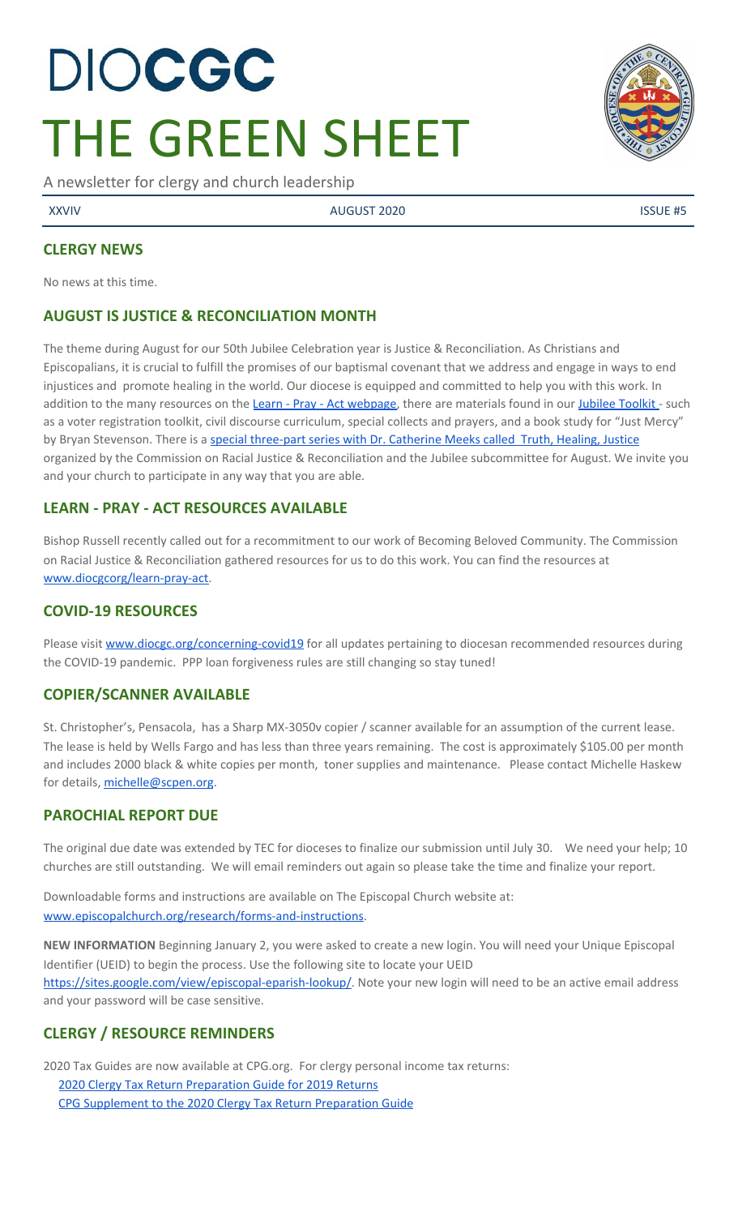# DIOCGC THE GREEN SHEET

A newsletter for clergy and church leadership

XXVIV | AUGUST 2020 | ISSUE #5

## CLERGY NEWS

No news at this time.

## AUGUST IS JUSTICE & RECONCILIATION MONTH

The theme during August for our 50th Jubilee Celebration year is Justice & Reconciliation. As Christians and Episcopalians, it is crucial to fulfill the promises of our baptismal covenant that we address and engage in ways to end injustices and promote healing in the world. Our diocese is equipped and committed to help you with this work. In addition to the many resources on the Learn - Pray - Act webpage, there are materials found in our Jubilee Toolkit - such as a voter registration toolkit, civil discourse curriculum, special collects and prayers, and a book study for "Just Mercy" by Bryan Stevenson. There is a special three-part series with Dr. Catherine Meeks called Truth, Healing, Justice organized by the Commission on Racial Justice & Reconciliation and the Jubilee subcommittee for August. We invite you and your church to participate in any way that you are able.

## LEARN - PRAY - ACT RESOURCES AVAILABLE

Bishop Russell recently called out for a recommitment to our work of Becoming Beloved Community. The Commission on Racial Justice & Reconciliation gathered resources for us to do this work. You can find the resources at www.diocgcorg/learn-pray-act.

## COVID-19 RESOURCES

Please visit www.diocgc.org/concerning-covid19 for all updates pertaining to diocesan recommended resources during the COVID-19 pandemic. PPP loan forgiveness rules are still changing so stay tuned!

## COPIER/SCANNER AVAILABLE

St. Christopher's, Pensacola, has a Sharp MX-3050v copier / scanner available for an assumption of the current lease. The lease is held by Wells Fargo and has less than three years remaining. The cost is approximately $105.00 per month and includes 2000 black & white copies per month, toner supplies and maintenance. Please contact Michelle Haskew for details, michelle@scpen.org.

## PAROCHIAL REPORT DUE

The original due date was extended by TEC for dioceses to finalize our submission until July 30. We need your help; 10 churches are still outstanding. We will email reminders out again so please take the time and finalize your report.

Downloadable forms and instructions are available on The Episcopal Church website at: www.episcopalchurch.org/research/forms-and-instructions.

**NEW INFORMATION** Beginning January 2, you were asked to create a new login. You will need your Unique Episcopal Identifier (UEID) to begin the process. Use the following site to locate your UEID https://sites.google.com/view/episcopal-eparish-lookup/. Note your new login will need to be an active email address and your password will be case sensitive.

## CLERGY / RESOURCE REMINDERS

2020 Tax Guides are now available at CPG.org. For clergy personal income tax returns:

- 2020 Clergy Tax Return Preparation Guide for 2019 Returns
- CPG Supplement to the 2020 Clergy Tax Return Preparation Guide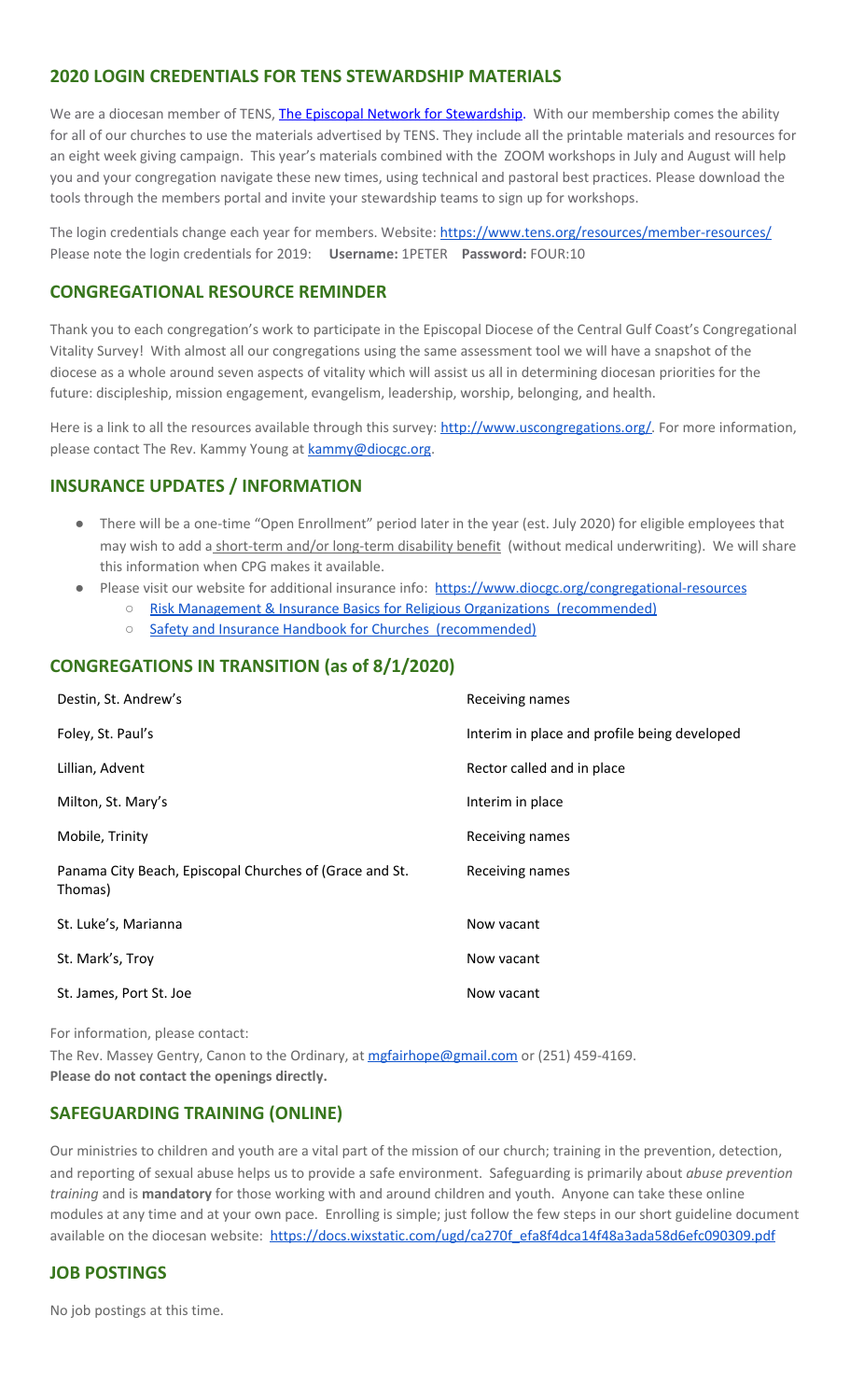## 2020 LOGIN CREDENTIALS FOR TENS STEWARDSHIP MATERIALS

We are a diocesan member of TENS, [The Episcopal Network for Stewardship](https://www.tens.org). With our membership comes the ability for all of our churches to use the materials advertised by TENS. They include all the printable materials and resources for an eight week giving campaign. This year's materials combined with the ZOOM workshops in July and August will help you and your congregation navigate these new times, using technical and pastoral best practices. Please download the tools through the members portal and invite your stewardship teams to sign up for workshops.

The login credentials change each year for members. Website: https://www.tens.org/resources/member-resources/
Please note the login credentials for 2019: **Username:** 1PETER **Password:** FOUR:10

## CONGREGATIONAL RESOURCE REMINDER

Thank you to each congregation's work to participate in the Episcopal Diocese of the Central Gulf Coast's Congregational Vitality Survey! With almost all our congregations using the same assessment tool we will have a snapshot of the diocese as a whole around seven aspects of vitality which will assist us all in determining diocesan priorities for the future: discipleship, mission engagement, evangelism, leadership, worship, belonging, and health.

Here is a link to all the resources available through this survey: http://www.uscongregations.org/. For more information, please contact The Rev. Kammy Young at kammy@diocgc.org.

## INSURANCE UPDATES / INFORMATION

- There will be a one-time "Open Enrollment" period later in the year (est. July 2020) for eligible employees that may wish to add a short-term and/or long-term disability benefit (without medical underwriting). We will share this information when CPG makes it available.
- Please visit our website for additional insurance info: https://www.diocgc.org/congregational-resources
  - Risk Management & Insurance Basics for Religious Organizations (recommended)
  - Safety and Insurance Handbook for Churches (recommended)

## CONGREGATIONS IN TRANSITION (as of 8/1/2020)

| | |
|---|---|
| Destin, St. Andrew's | Receiving names |
| Foley, St. Paul's | Interim in place and profile being developed |
| Lillian, Advent | Rector called and in place |
| Milton, St. Mary's | Interim in place |
| Mobile, Trinity | Receiving names |
| Panama City Beach, Episcopal Churches of (Grace and St. Thomas) | Receiving names |
| St. Luke's, Marianna | Now vacant |
| St. Mark's, Troy | Now vacant |
| St. James, Port St. Joe | Now vacant |

For information, please contact:
The Rev. Massey Gentry, Canon to the Ordinary, at mgfairhope@gmail.com or (251) 459-4169.
**Please do not contact the openings directly.**

## SAFEGUARDING TRAINING (ONLINE)

Our ministries to children and youth are a vital part of the mission of our church; training in the prevention, detection, and reporting of sexual abuse helps us to provide a safe environment. Safeguarding is primarily about *abuse prevention training* and is **mandatory** for those working with and around children and youth. Anyone can take these online modules at any time and at your own pace. Enrolling is simple; just follow the few steps in our short guideline document available on the diocesan website: https://docs.wixstatic.com/ugd/ca270f_efa8f4dca14f48a3ada58d6efc090309.pdf

## JOB POSTINGS

No job postings at this time.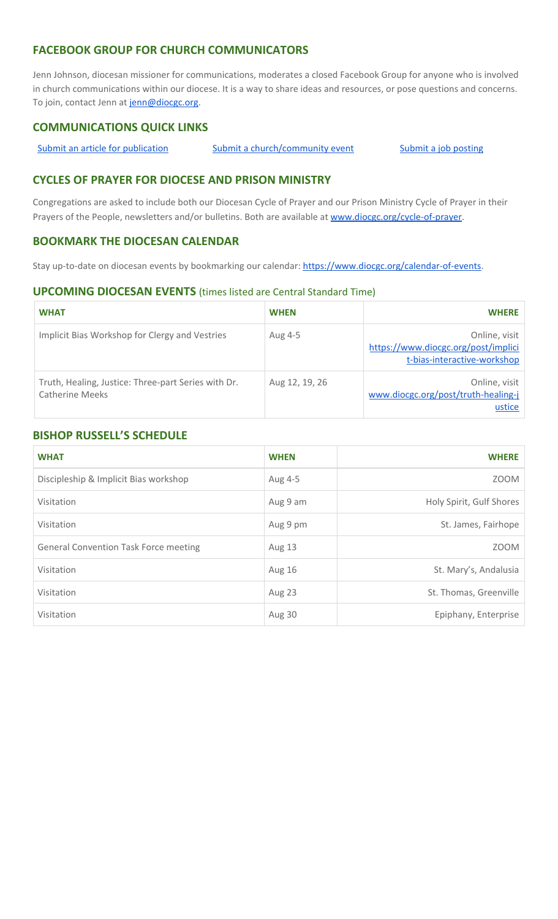## FACEBOOK GROUP FOR CHURCH COMMUNICATORS

Jenn Johnson, diocesan missioner for communications, moderates a closed Facebook Group for anyone who is involved in church communications within our diocese. It is a way to share ideas and resources, or pose questions and concerns. To join, contact Jenn at jenn@diocgc.org.

## COMMUNICATIONS QUICK LINKS

Submit an article for publication Submit a church/community event Submit a job posting

## CYCLES OF PRAYER FOR DIOCESE AND PRISON MINISTRY

Congregations are asked to include both our Diocesan Cycle of Prayer and our Prison Ministry Cycle of Prayer in their Prayers of the People, newsletters and/or bulletins. Both are available at www.diocgc.org/cycle-of-prayer.

## BOOKMARK THE DIOCESAN CALENDAR

Stay up-to-date on diocesan events by bookmarking our calendar: https://www.diocgc.org/calendar-of-events.

## UPCOMING DIOCESAN EVENTS (times listed are Central Standard Time)

| WHAT | WHEN | WHERE |
|---|---|---|
| Implicit Bias Workshop for Clergy and Vestries | Aug 4-5 | Online, visit https://www.diocgc.org/post/implicit-bias-interactive-workshop |
| Truth, Healing, Justice: Three-part Series with Dr. Catherine Meeks | Aug 12, 19, 26 | Online, visit www.diocgc.org/post/truth-healing-justice |

## BISHOP RUSSELL'S SCHEDULE

| WHAT | WHEN | WHERE |
|---|---|---|
| Discipleship & Implicit Bias workshop | Aug 4-5 | ZOOM |
| Visitation | Aug 9 am | Holy Spirit, Gulf Shores |
| Visitation | Aug 9 pm | St. James, Fairhope |
| General Convention Task Force meeting | Aug 13 | ZOOM |
| Visitation | Aug 16 | St. Mary's, Andalusia |
| Visitation | Aug 23 | St. Thomas, Greenville |
| Visitation | Aug 30 | Epiphany, Enterprise |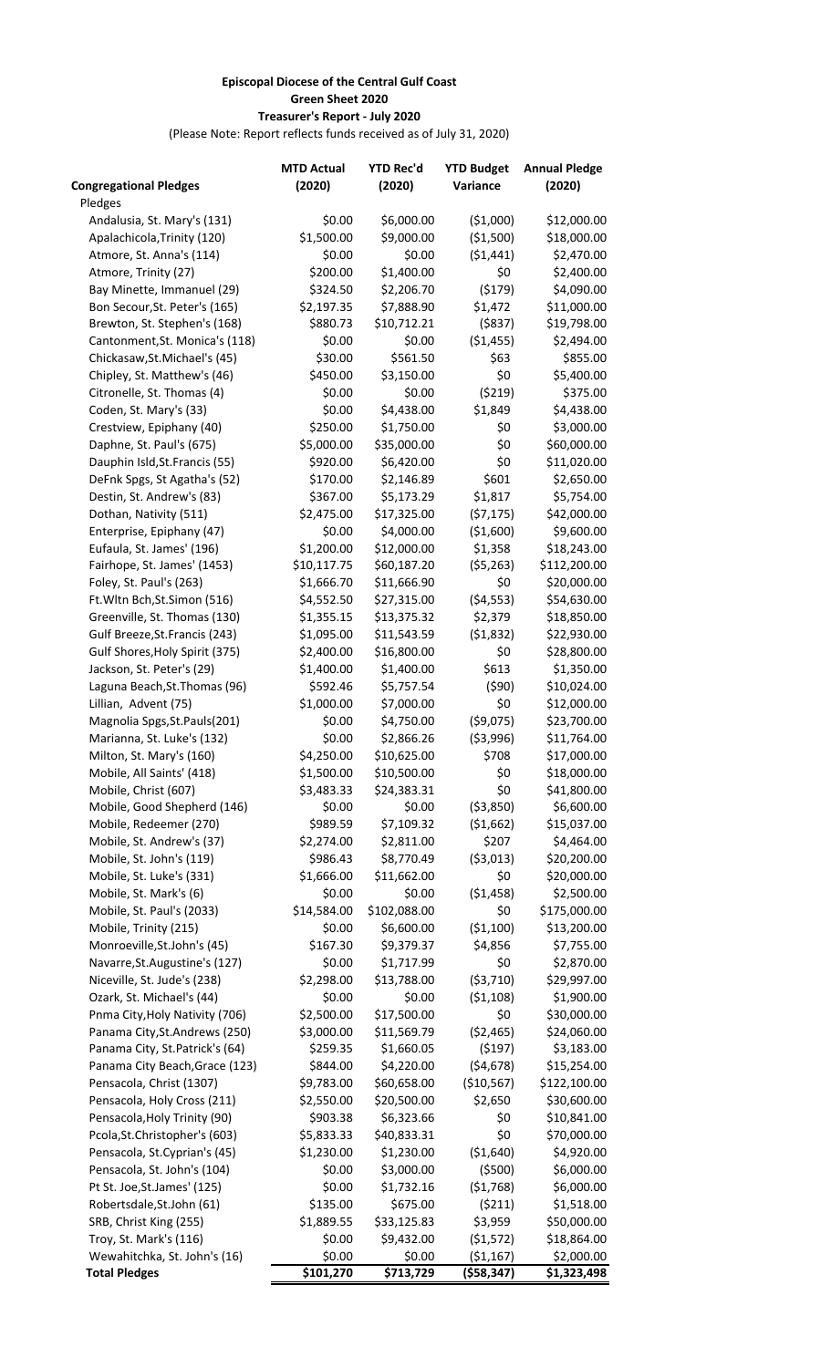**Episcopal Diocese of the Central Gulf Coast**

**Green Sheet 2020**

**Treasurer's Report - July 2020**

(Please Note: Report reflects funds received as of July 31, 2020)

| **Congregational Pledges** | **MTD Actual (2020)** | **YTD Rec'd (2020)** | **YTD Budget Variance** | **Annual Pledge (2020)** |
|---|---|---|---|---|
| Pledges | | | | |
| Andalusia, St. Mary's (131) | $0.00 | $6,000.00 | ($1,000) | $12,000.00 |
| Apalachicola,Trinity (120) | $1,500.00 | $9,000.00 | ($1,500) | $18,000.00 |
| Atmore, St. Anna's (114) | $0.00 | $0.00 | ($1,441) | $2,470.00 |
| Atmore, Trinity (27) | $200.00 | $1,400.00 | $0 | $2,400.00 |
| Bay Minette, Immanuel (29) | $324.50 | $2,206.70 | ($179) | $4,090.00 |
| Bon Secour,St. Peter's (165) | $2,197.35 | $7,888.90 | $1,472 | $11,000.00 |
| Brewton, St. Stephen's (168) | $880.73 | $10,712.21 | ($837) | $19,798.00 |
| Cantonment,St. Monica's (118) | $0.00 | $0.00 | ($1,455) | $2,494.00 |
| Chickasaw,St.Michael's (45) | $30.00 | $561.50 | $63 | $855.00 |
| Chipley, St. Matthew's (46) | $450.00 | $3,150.00 | $0 | $5,400.00 |
| Citronelle, St. Thomas (4) | $0.00 | $0.00 | ($219) | $375.00 |
| Coden, St. Mary's (33) | $0.00 | $4,438.00 | $1,849 | $4,438.00 |
| Crestview, Epiphany (40) | $250.00 | $1,750.00 | $0 | $3,000.00 |
| Daphne, St. Paul's (675) | $5,000.00 | $35,000.00 | $0 | $60,000.00 |
| Dauphin Isld,St.Francis (55) | $920.00 | $6,420.00 | $0 | $11,020.00 |
| DeFnk Spgs, St Agatha's (52) | $170.00 | $2,146.89 | $601 | $2,650.00 |
| Destin, St. Andrew's (83) | $367.00 | $5,173.29 | $1,817 | $5,754.00 |
| Dothan, Nativity (511) | $2,475.00 | $17,325.00 | ($7,175) | $42,000.00 |
| Enterprise, Epiphany (47) | $0.00 | $4,000.00 | ($1,600) | $9,600.00 |
| Eufaula, St. James' (196) | $1,200.00 | $12,000.00 | $1,358 | $18,243.00 |
| Fairhope, St. James' (1453) | $10,117.75 | $60,187.20 | ($5,263) | $112,200.00 |
| Foley, St. Paul's (263) | $1,666.70 | $11,666.90 | $0 | $20,000.00 |
| Ft.Wltn Bch,St.Simon (516) | $4,552.50 | $27,315.00 | ($4,553) | $54,630.00 |
| Greenville, St. Thomas (130) | $1,355.15 | $13,375.32 | $2,379 | $18,850.00 |
| Gulf Breeze,St.Francis (243) | $1,095.00 | $11,543.59 | ($1,832) | $22,930.00 |
| Gulf Shores,Holy Spirit (375) | $2,400.00 | $16,800.00 | $0 | $28,800.00 |
| Jackson, St. Peter's (29) | $1,400.00 | $1,400.00 | $613 | $1,350.00 |
| Laguna Beach,St.Thomas (96) | $592.46 | $5,757.54 | ($90) | $10,024.00 |
| Lillian, Advent (75) | $1,000.00 | $7,000.00 | $0 | $12,000.00 |
| Magnolia Spgs,St.Pauls(201) | $0.00 | $4,750.00 | ($9,075) | $23,700.00 |
| Marianna, St. Luke's (132) | $0.00 | $2,866.26 | ($3,996) | $11,764.00 |
| Milton, St. Mary's (160) | $4,250.00 | $10,625.00 | $708 | $17,000.00 |
| Mobile, All Saints' (418) | $1,500.00 | $10,500.00 | $0 | $18,000.00 |
| Mobile, Christ (607) | $3,483.33 | $24,383.31 | $0 | $41,800.00 |
| Mobile, Good Shepherd (146) | $0.00 | $0.00 | ($3,850) | $6,600.00 |
| Mobile, Redeemer (270) | $989.59 | $7,109.32 | ($1,662) | $15,037.00 |
| Mobile, St. Andrew's (37) | $2,274.00 | $2,811.00 | $207 | $4,464.00 |
| Mobile, St. John's (119) | $986.43 | $8,770.49 | ($3,013) | $20,200.00 |
| Mobile, St. Luke's (331) | $1,666.00 | $11,662.00 | $0 | $20,000.00 |
| Mobile, St. Mark's (6) | $0.00 | $0.00 | ($1,458) | $2,500.00 |
| Mobile, St. Paul's (2033) | $14,584.00 | $102,088.00 | $0 | $175,000.00 |
| Mobile, Trinity (215) | $0.00 | $6,600.00 | ($1,100) | $13,200.00 |
| Monroeville,St.John's (45) | $167.30 | $9,379.37 | $4,856 | $7,755.00 |
| Navarre,St.Augustine's (127) | $0.00 | $1,717.99 | $0 | $2,870.00 |
| Niceville, St. Jude's (238) | $2,298.00 | $13,788.00 | ($3,710) | $29,997.00 |
| Ozark, St. Michael's (44) | $0.00 | $0.00 | ($1,108) | $1,900.00 |
| Pnma City,Holy Nativity (706) | $2,500.00 | $17,500.00 | $0 | $30,000.00 |
| Panama City,St.Andrews (250) | $3,000.00 | $11,569.79 | ($2,465) | $24,060.00 |
| Panama City, St.Patrick's (64) | $259.35 | $1,660.05 | ($197) | $3,183.00 |
| Panama City Beach,Grace (123) | $844.00 | $4,220.00 | ($4,678) | $15,254.00 |
| Pensacola, Christ (1307) | $9,783.00 | $60,658.00 | ($10,567) | $122,100.00 |
| Pensacola, Holy Cross (211) | $2,550.00 | $20,500.00 | $2,650 | $30,600.00 |
| Pensacola,Holy Trinity (90) | $903.38 | $6,323.66 | $0 | $10,841.00 |
| Pcola,St.Christopher's (603) | $5,833.33 | $40,833.31 | $0 | $70,000.00 |
| Pensacola, St.Cyprian's (45) | $1,230.00 | $1,230.00 | ($1,640) | $4,920.00 |
| Pensacola, St. John's (104) | $0.00 | $3,000.00 | ($500) | $6,000.00 |
| Pt St. Joe,St.James' (125) | $0.00 | $1,732.16 | ($1,768) | $6,000.00 |
| Robertsdale,St.John (61) | $135.00 | $675.00 | ($211) | $1,518.00 |
| SRB, Christ King (255) | $1,889.55 | $33,125.83 | $3,959 | $50,000.00 |
| Troy, St. Mark's (116) | $0.00 | $9,432.00 | ($1,572) | $18,864.00 |
| Wewahitchka, St. John's (16) | $0.00 | $0.00 | ($1,167) | $2,000.00 |
| **Total Pledges** | **$101,270** | **$713,729** | **($58,347)** | **$1,323,498** |